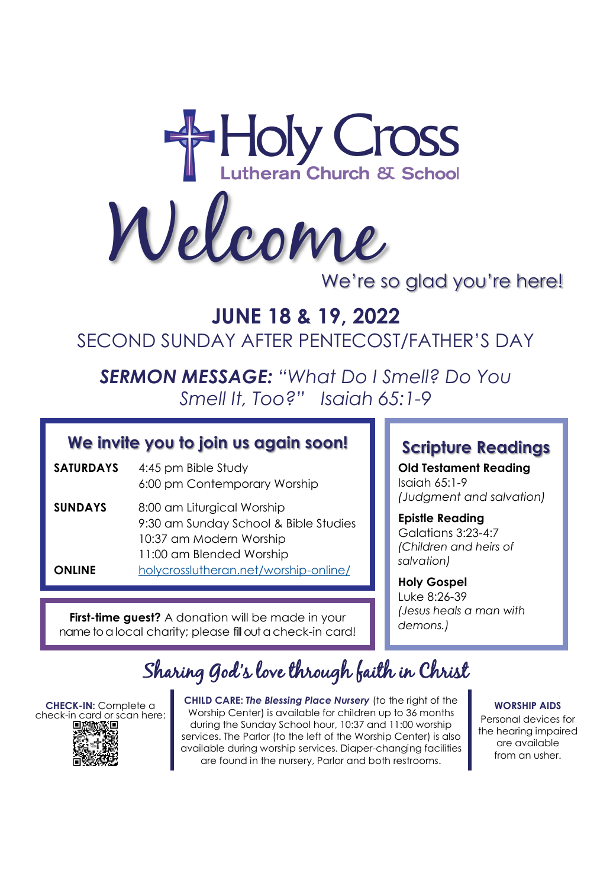# Holy Cross

Lutheran Church & School

# Welcome

We're so glad you're here!

## JUNE 18 & 19, 2022

SECOND SUNDAY AFTER PENTECOST/FATHER'S DAY

***SERMON MESSAGE:*** *"What Do I Smell? Do You Smell It, Too?" Isaiah 65:1-9*

### We invite you to join us again soon!

**SATURDAYS** 4:45 pm Bible Study
6:00 pm Contemporary Worship

**SUNDAYS** 8:00 am Liturgical Worship
9:30 am Sunday School & Bible Studies
10:37 am Modern Worship
11:00 am Blended Worship

**ONLINE** holycrosslutheran.net/worship-online/

**First-time guest?** A donation will be made in your name to a local charity; please fill out a check-in card!

### Scripture Readings

**Old Testament Reading**
Isaiah 65:1-9
*(Judgment and salvation)*

**Epistle Reading**
Galatians 3:23-4:7
*(Children and heirs of salvation)*

**Holy Gospel**
Luke 8:26-39
*(Jesus heals a man with demons.)*

## Sharing God's love through faith in Christ

**CHECK-IN:** Complete a check-in card or scan here:

**CHILD CARE:** ***The Blessing Place Nursery*** (to the right of the Worship Center) is available for children up to 36 months during the Sunday School hour, 10:37 and 11:00 worship services. The Parlor (to the left of the Worship Center) is also available during worship services. Diaper-changing facilities are found in the nursery, Parlor and both restrooms.

**WORSHIP AIDS**
Personal devices for the hearing impaired are available from an usher.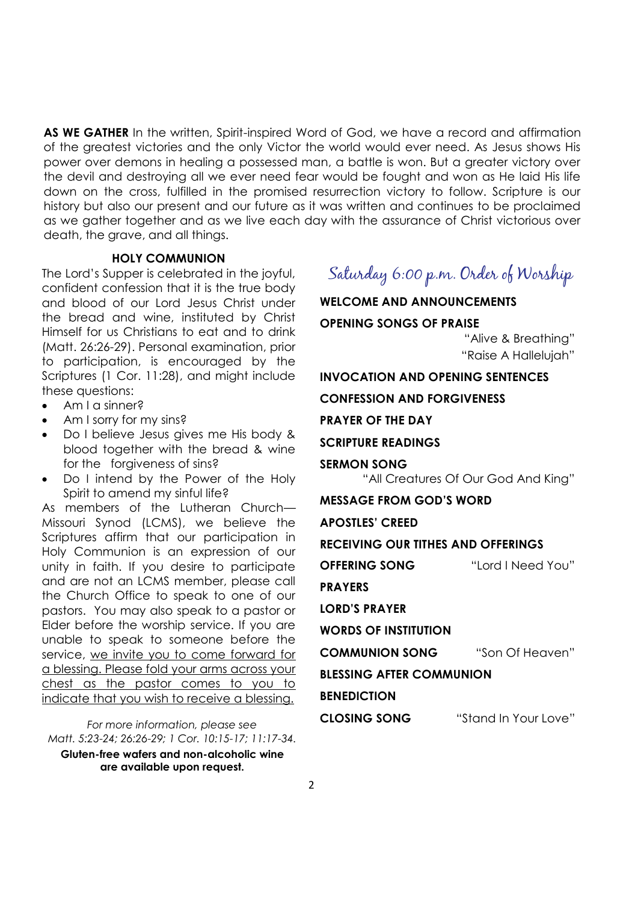**AS WE GATHER** In the written, Spirit-inspired Word of God, we have a record and affirmation of the greatest victories and the only Victor the world would ever need. As Jesus shows His power over demons in healing a possessed man, a battle is won. But a greater victory over the devil and destroying all we ever need fear would be fought and won as He laid His life down on the cross, fulfilled in the promised resurrection victory to follow. Scripture is our history but also our present and our future as it was written and continues to be proclaimed as we gather together and as we live each day with the assurance of Christ victorious over death, the grave, and all things.

## HOLY COMMUNION

The Lord's Supper is celebrated in the joyful, confident confession that it is the true body and blood of our Lord Jesus Christ under the bread and wine, instituted by Christ Himself for us Christians to eat and to drink (Matt. 26:26-29). Personal examination, prior to participation, is encouraged by the Scriptures (1 Cor. 11:28), and might include these questions:

- Am I a sinner?
- Am I sorry for my sins?
- Do I believe Jesus gives me His body & blood together with the bread & wine for the forgiveness of sins?
- Do I intend by the Power of the Holy Spirit to amend my sinful life?

As members of the Lutheran Church—Missouri Synod (LCMS), we believe the Scriptures affirm that our participation in Holy Communion is an expression of our unity in faith. If you desire to participate and are not an LCMS member, please call the Church Office to speak to one of our pastors. You may also speak to a pastor or Elder before the worship service. If you are unable to speak to someone before the service, <u>we invite you to come forward for a blessing. Please fold your arms across your chest as the pastor comes to you to indicate that you wish to receive a blessing.</u>

*For more information, please see Matt. 5:23-24; 26:26-29; 1 Cor. 10:15-17; 11:17-34.*

**Gluten-free wafers and non-alcoholic wine are available upon request.**

## Saturday 6:00 p.m. Order of Worship

**WELCOME AND ANNOUNCEMENTS**

**OPENING SONGS OF PRAISE**
"Alive & Breathing"
"Raise A Hallelujah"

**INVOCATION AND OPENING SENTENCES**

**CONFESSION AND FORGIVENESS**

**PRAYER OF THE DAY**

**SCRIPTURE READINGS**

**SERMON SONG**
"All Creatures Of Our God And King"

**MESSAGE FROM GOD'S WORD**

**APOSTLES' CREED**

**RECEIVING OUR TITHES AND OFFERINGS**

**OFFERING SONG** "Lord I Need You"

**PRAYERS**

**LORD'S PRAYER**

**WORDS OF INSTITUTION**

**COMMUNION SONG** "Son Of Heaven"

**BLESSING AFTER COMMUNION**

**BENEDICTION**

**CLOSING SONG** "Stand In Your Love"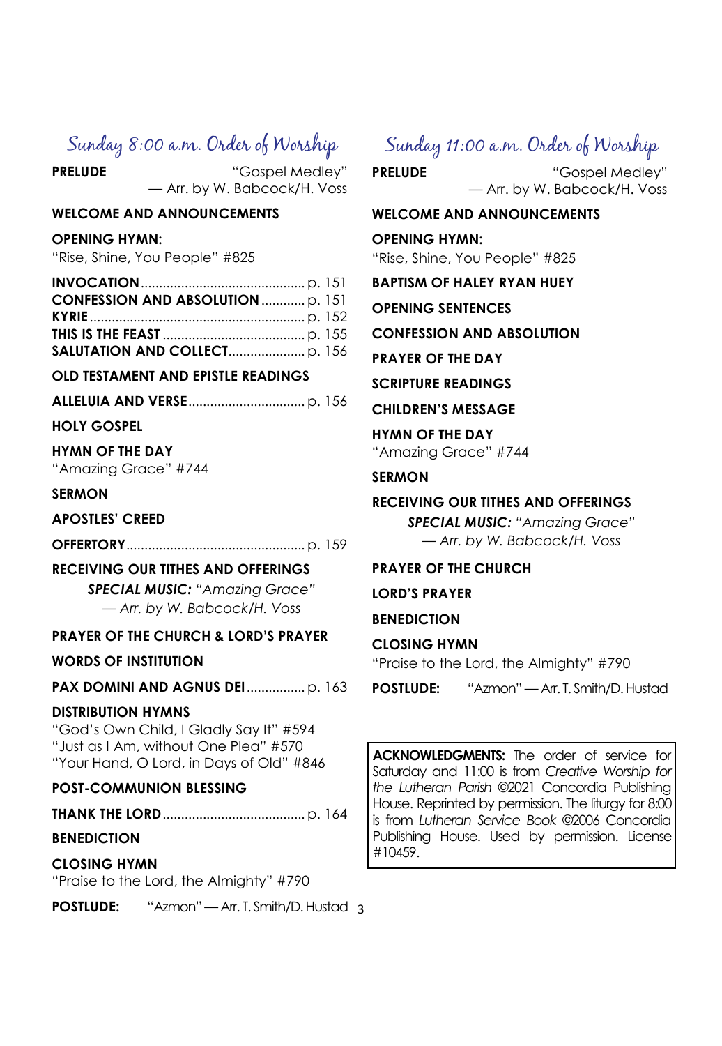## Sunday 8:00 a.m. Order of Worship

**PRELUDE** "Gospel Medley"
— Arr. by W. Babcock/H. Voss

**WELCOME AND ANNOUNCEMENTS**

**OPENING HYMN:**
"Rise, Shine, You People" #825

**INVOCATION** ............................................ p. 151
**CONFESSION AND ABSOLUTION** ............ p. 151
**KYRIE** ......................................................... p. 152
**THIS IS THE FEAST** ..................................... p. 155
**SALUTATION AND COLLECT** ..................... p. 156

**OLD TESTAMENT AND EPISTLE READINGS**

**ALLELUIA AND VERSE** ................................ p. 156

**HOLY GOSPEL**

**HYMN OF THE DAY**
"Amazing Grace" #744

**SERMON**

**APOSTLES' CREED**

**OFFERTORY** ................................................ p. 159

**RECEIVING OUR TITHES AND OFFERINGS**
*SPECIAL MUSIC: "Amazing Grace"*
*— Arr. by W. Babcock/H. Voss*

**PRAYER OF THE CHURCH & LORD'S PRAYER**

**WORDS OF INSTITUTION**

**PAX DOMINI AND AGNUS DEI** ................ p. 163

**DISTRIBUTION HYMNS**
"God's Own Child, I Gladly Say It" #594
"Just as I Am, without One Plea" #570
"Your Hand, O Lord, in Days of Old" #846

**POST-COMMUNION BLESSING**

**THANK THE LORD** ...................................... p. 164

**BENEDICTION**

**CLOSING HYMN**
"Praise to the Lord, the Almighty" #790

**POSTLUDE:** "Azmon" — Arr. T. Smith/D. Hustad

## Sunday 11:00 a.m. Order of Worship

**PRELUDE** "Gospel Medley"
— Arr. by W. Babcock/H. Voss

**WELCOME AND ANNOUNCEMENTS**

**OPENING HYMN:**
"Rise, Shine, You People" #825

**BAPTISM OF HALEY RYAN HUEY**

**OPENING SENTENCES**

**CONFESSION AND ABSOLUTION**

**PRAYER OF THE DAY**

**SCRIPTURE READINGS**

**CHILDREN'S MESSAGE**

**HYMN OF THE DAY**
"Amazing Grace" #744

**SERMON**

**RECEIVING OUR TITHES AND OFFERINGS**
*SPECIAL MUSIC: "Amazing Grace"*
*— Arr. by W. Babcock/H. Voss*

**PRAYER OF THE CHURCH**

**LORD'S PRAYER**

**BENEDICTION**

**CLOSING HYMN**
"Praise to the Lord, the Almighty" #790

**POSTLUDE:** "Azmon" — Arr. T. Smith/D. Hustad

**ACKNOWLEDGMENTS:** The order of service for Saturday and 11:00 is from *Creative Worship for the Lutheran Parish* ©2021 Concordia Publishing House. Reprinted by permission. The liturgy for 8:00 is from *Lutheran Service Book* ©2006 Concordia Publishing House. Used by permission. License #10459.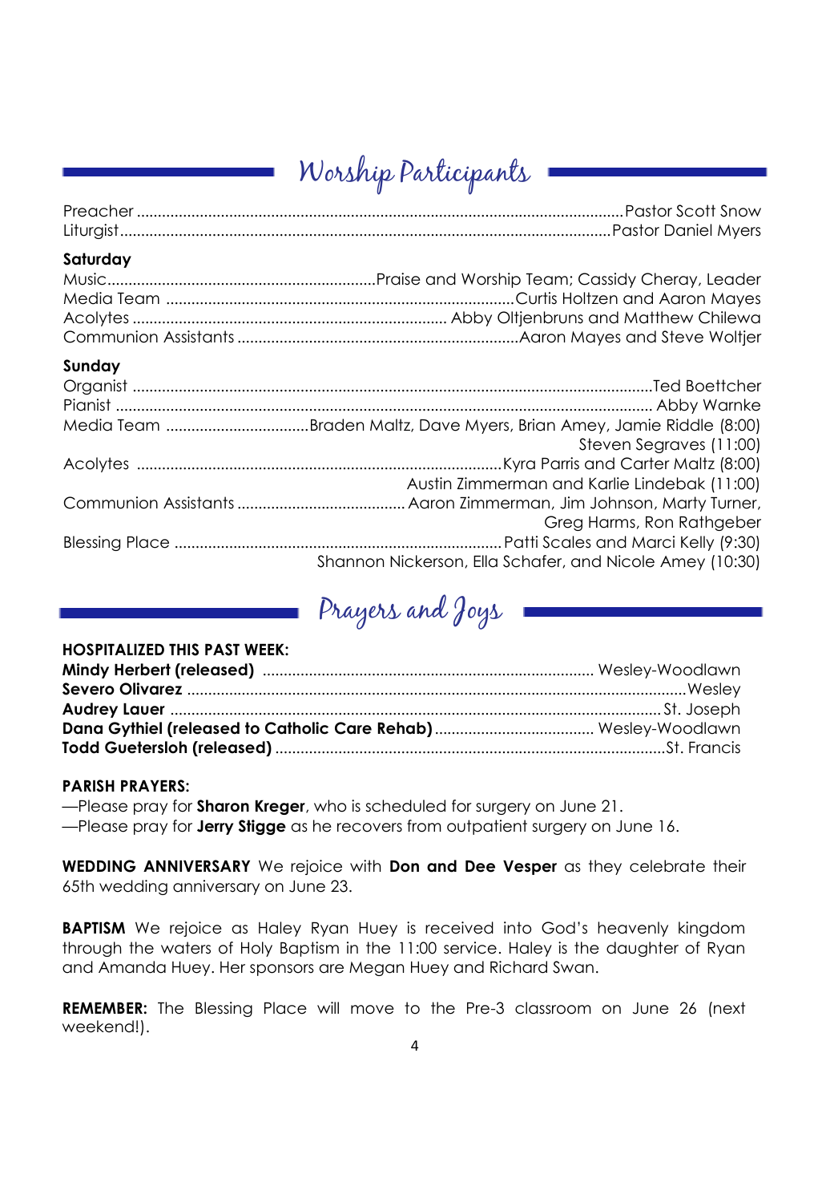## Worship Participants

Preacher ........................................ Pastor Scott Snow
Liturgist ........................................ Pastor Daniel Myers

**Saturday**

Music ........................................ Praise and Worship Team; Cassidy Cheray, Leader
Media Team ........................................ Curtis Holtzen and Aaron Mayes
Acolytes ........................................ Abby Oltjenbruns and Matthew Chilewa
Communion Assistants ........................................ Aaron Mayes and Steve Woltjer

**Sunday**

Organist ........................................ Ted Boettcher
Pianist ........................................ Abby Warnke
Media Team ........................................ Braden Maltz, Dave Myers, Brian Amey, Jamie Riddle (8:00)
Steven Segraves (11:00)
Acolytes ........................................ Kyra Parris and Carter Maltz (8:00)
Austin Zimmerman and Karlie Lindebak (11:00)
Communion Assistants ........................................ Aaron Zimmerman, Jim Johnson, Marty Turner,
Greg Harms, Ron Rathgeber
Blessing Place ........................................ Patti Scales and Marci Kelly (9:30)
Shannon Nickerson, Ella Schafer, and Nicole Amey (10:30)

## Prayers and Joys

**HOSPITALIZED THIS PAST WEEK:**

**Mindy Herbert (released)** ........................................ Wesley-Woodlawn
**Severo Olivarez** ........................................ Wesley
**Audrey Lauer** ........................................ St. Joseph
**Dana Gythiel (released to Catholic Care Rehab)** ........................................ Wesley-Woodlawn
**Todd Guetersloh (released)** ........................................ St. Francis

**PARISH PRAYERS:**

—Please pray for **Sharon Kreger**, who is scheduled for surgery on June 21.
—Please pray for **Jerry Stigge** as he recovers from outpatient surgery on June 16.

**WEDDING ANNIVERSARY** We rejoice with **Don and Dee Vesper** as they celebrate their 65th wedding anniversary on June 23.

**BAPTISM** We rejoice as Haley Ryan Huey is received into God's heavenly kingdom through the waters of Holy Baptism in the 11:00 service. Haley is the daughter of Ryan and Amanda Huey. Her sponsors are Megan Huey and Richard Swan.

**REMEMBER:** The Blessing Place will move to the Pre-3 classroom on June 26 (next weekend!).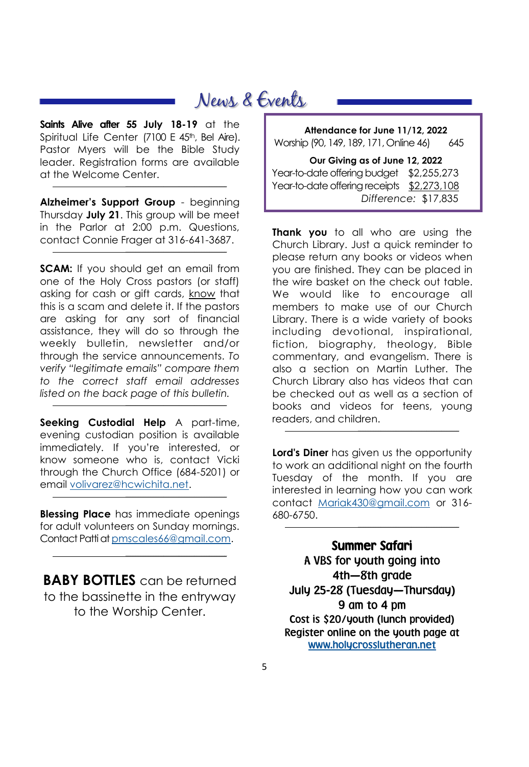# News & Events

**Saints Alive after 55 July 18-19** at the Spiritual Life Center (7100 E 45th, Bel Aire). Pastor Myers will be the Bible Study leader. Registration forms are available at the Welcome Center.

**Alzheimer's Support Group** - beginning Thursday **July 21**. This group will be meet in the Parlor at 2:00 p.m. Questions, contact Connie Frager at 316-641-3687.

**SCAM:** If you should get an email from one of the Holy Cross pastors (or staff) asking for cash or gift cards, know that this is a scam and delete it. If the pastors are asking for any sort of financial assistance, they will do so through the weekly bulletin, newsletter and/or through the service announcements. *To verify "legitimate emails" compare them to the correct staff email addresses listed on the back page of this bulletin.*

**Seeking Custodial Help** A part-time, evening custodian position is available immediately. If you're interested, or know someone who is, contact Vicki through the Church Office (684-5201) or email volivarez@hcwichita.net.

**Blessing Place** has immediate openings for adult volunteers on Sunday mornings. Contact Patti at pmscales66@gmail.com.

**BABY BOTTLES** can be returned to the bassinette in the entryway to the Worship Center.

**Attendance for June 11/12, 2022**

| | |
|---|---|
| Worship (90, 149, 189, 171, Online 46) | 645 |

**Our Giving as of June 12, 2022**

| | |
|---|---|
| Year-to-date offering budget | $2,255,273 |
| Year-to-date offering receipts | $2,273,108 |
| *Difference:* | $17,835 |

**Thank you** to all who are using the Church Library. Just a quick reminder to please return any books or videos when you are finished. They can be placed in the wire basket on the check out table. We would like to encourage all members to make use of our Church Library. There is a wide variety of books including devotional, inspirational, fiction, biography, theology, Bible commentary, and evangelism. There is also a section on Martin Luther. The Church Library also has videos that can be checked out as well as a section of books and videos for teens, young readers, and children.

**Lord's Diner** has given us the opportunity to work an additional night on the fourth Tuesday of the month. If you are interested in learning how you can work contact Mariak430@gmail.com or 316-680-6750.

**Summer Safari**
**A VBS for youth going into 4th—8th grade**
**July 25-28 (Tuesday—Thursday)**
**9 am to 4 pm**
**Cost is $20/youth (lunch provided)**
**Register online on the youth page at www.holycrosslutheran.net**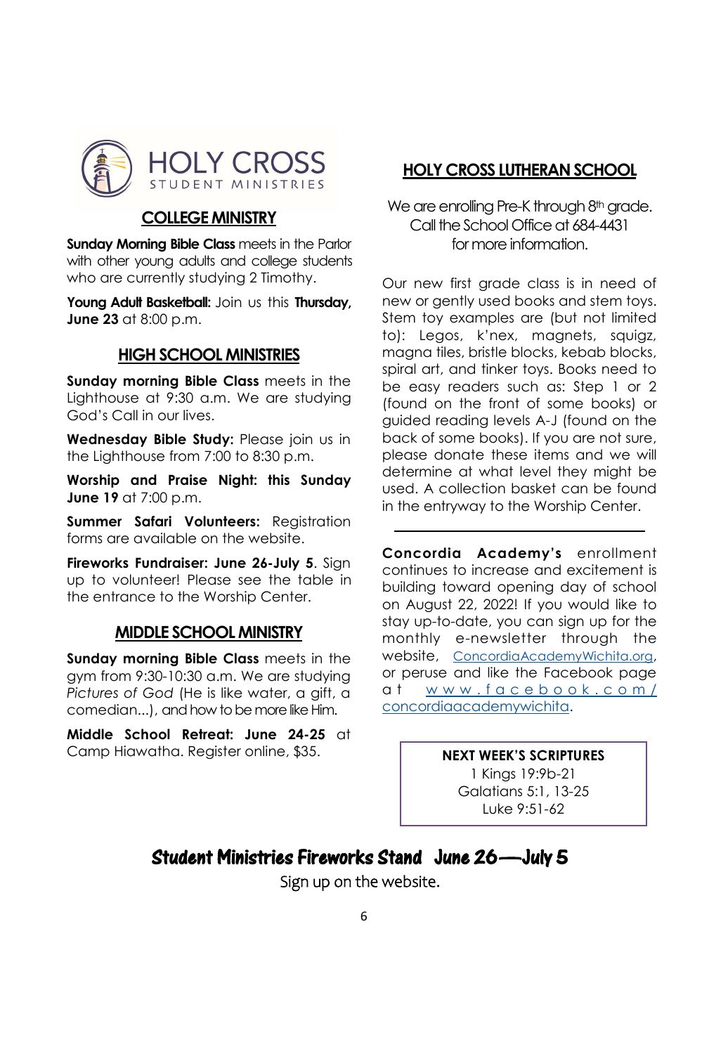# HOLY CROSS STUDENT MINISTRIES

## COLLEGE MINISTRY

**Sunday Morning Bible Class** meets in the Parlor with other young adults and college students who are currently studying 2 Timothy.

**Young Adult Basketball:** Join us this **Thursday, June 23** at 8:00 p.m.

## HIGH SCHOOL MINISTRIES

**Sunday morning Bible Class** meets in the Lighthouse at 9:30 a.m. We are studying God's Call in our lives.

**Wednesday Bible Study:** Please join us in the Lighthouse from 7:00 to 8:30 p.m.

**Worship and Praise Night: this Sunday June 19** at 7:00 p.m.

**Summer Safari Volunteers:** Registration forms are available on the website.

**Fireworks Fundraiser: June 26-July 5**. Sign up to volunteer! Please see the table in the entrance to the Worship Center.

## MIDDLE SCHOOL MINISTRY

**Sunday morning Bible Class** meets in the gym from 9:30-10:30 a.m. We are studying *Pictures of God* (He is like water, a gift, a comedian...), and how to be more like Him.

**Middle School Retreat: June 24-25** at Camp Hiawatha. Register online, $35.

## HOLY CROSS LUTHERAN SCHOOL

We are enrolling Pre-K through 8th grade. Call the School Office at 684-4431 for more information.

Our new first grade class is in need of new or gently used books and stem toys. Stem toy examples are (but not limited to): Legos, k'nex, magnets, squigz, magna tiles, bristle blocks, kebab blocks, spiral art, and tinker toys. Books need to be easy readers such as: Step 1 or 2 (found on the front of some books) or guided reading levels A-J (found on the back of some books). If you are not sure, please donate these items and we will determine at what level they might be used. A collection basket can be found in the entryway to the Worship Center.

---

**Concordia Academy's** enrollment continues to increase and excitement is building toward opening day of school on August 22, 2022! If you would like to stay up-to-date, you can sign up for the monthly e-newsletter through the website, ConcordiaAcademyWichita.org, or peruse and like the Facebook page at www.facebook.com/concordiaacademywichita.

**NEXT WEEK'S SCRIPTURES**

1 Kings 19:9b-21
Galatians 5:1, 13-25
Luke 9:51-62

## Student Ministries Fireworks Stand June 26—July 5

Sign up on the website.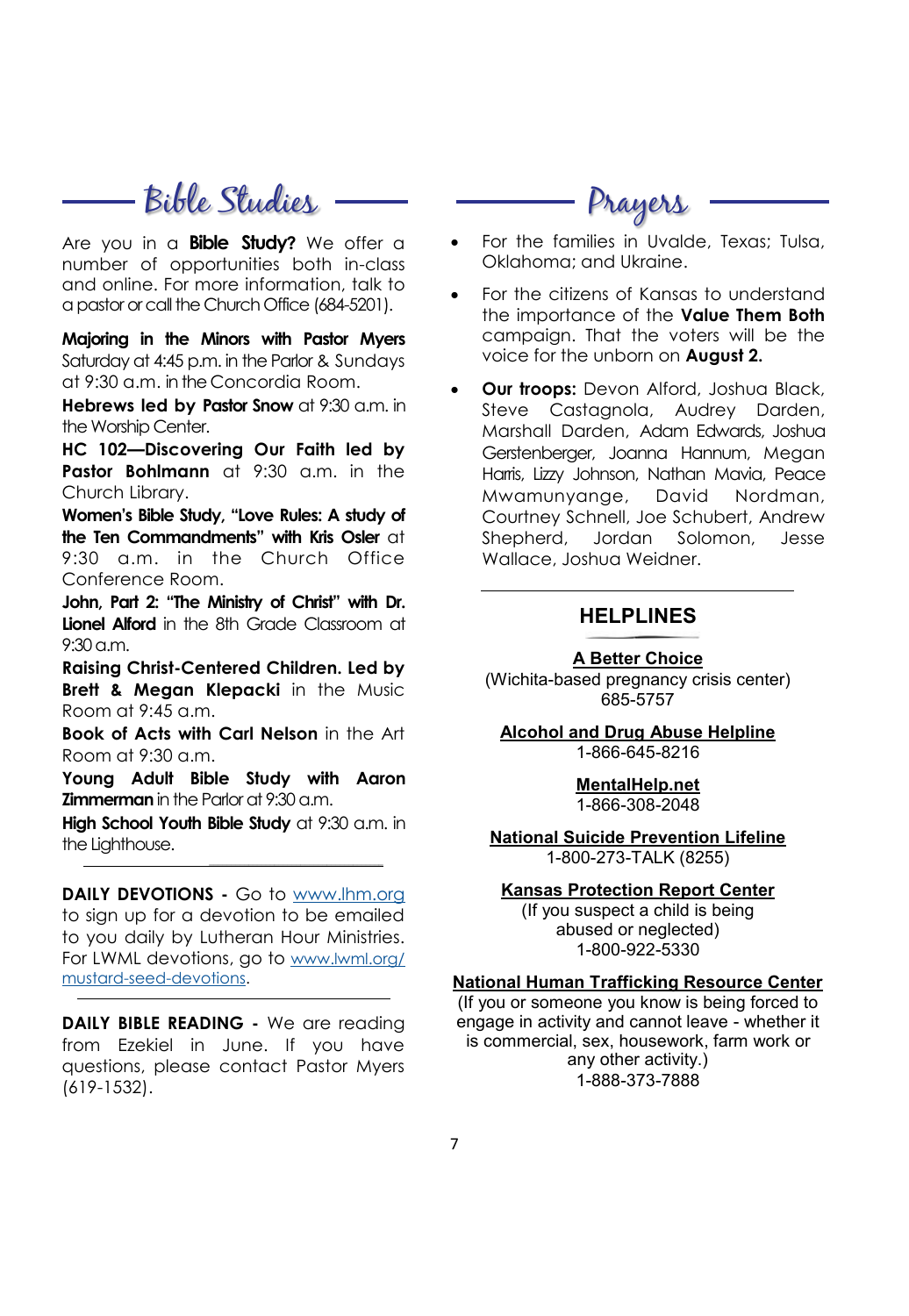## Bible Studies

Are you in a **Bible Study?** We offer a number of opportunities both in-class and online. For more information, talk to a pastor or call the Church Office (684-5201).

**Majoring in the Minors with Pastor Myers** Saturday at 4:45 p.m. in the Parlor & Sundays at 9:30 a.m. in the Concordia Room.

**Hebrews led by Pastor Snow** at 9:30 a.m. in the Worship Center.

**HC 102—Discovering Our Faith led by Pastor Bohlmann** at 9:30 a.m. in the Church Library.

**Women's Bible Study, "Love Rules: A study of the Ten Commandments" with Kris Osler** at 9:30 a.m. in the Church Office Conference Room.

**John, Part 2: "The Ministry of Christ" with Dr. Lionel Alford** in the 8th Grade Classroom at 9:30 a.m.

**Raising Christ-Centered Children. Led by Brett & Megan Klepacki** in the Music Room at 9:45 a.m.

**Book of Acts with Carl Nelson** in the Art Room at 9:30 a.m.

**Young Adult Bible Study with Aaron Zimmerman** in the Parlor at 9:30 a.m.

**High School Youth Bible Study** at 9:30 a.m. in the Lighthouse.

---

**DAILY DEVOTIONS -** Go to www.lhm.org to sign up for a devotion to be emailed to you daily by Lutheran Hour Ministries. For LWML devotions, go to www.lwml.org/mustard-seed-devotions.

---

**DAILY BIBLE READING -** We are reading from Ezekiel in June. If you have questions, please contact Pastor Myers (619-1532).

## Prayers

- For the families in Uvalde, Texas; Tulsa, Oklahoma; and Ukraine.
- For the citizens of Kansas to understand the importance of the **Value Them Both** campaign. That the voters will be the voice for the unborn on **August 2.**
- **Our troops:** Devon Alford, Joshua Black, Steve Castagnola, Audrey Darden, Marshall Darden, Adam Edwards, Joshua Gerstenberger, Joanna Hannum, Megan Harris, Lizzy Johnson, Nathan Mavia, Peace Mwamunyange, David Nordman, Courtney Schnell, Joe Schubert, Andrew Shepherd, Jordan Solomon, Jesse Wallace, Joshua Weidner.

---

## HELPLINES

**A Better Choice**
(Wichita-based pregnancy crisis center)
685-5757

**Alcohol and Drug Abuse Helpline**
1-866-645-8216

**MentalHelp.net**
1-866-308-2048

**National Suicide Prevention Lifeline**
1-800-273-TALK (8255)

**Kansas Protection Report Center**
(If you suspect a child is being abused or neglected)
1-800-922-5330

**National Human Trafficking Resource Center**
(If you or someone you know is being forced to engage in activity and cannot leave - whether it is commercial, sex, housework, farm work or any other activity.)
1-888-373-7888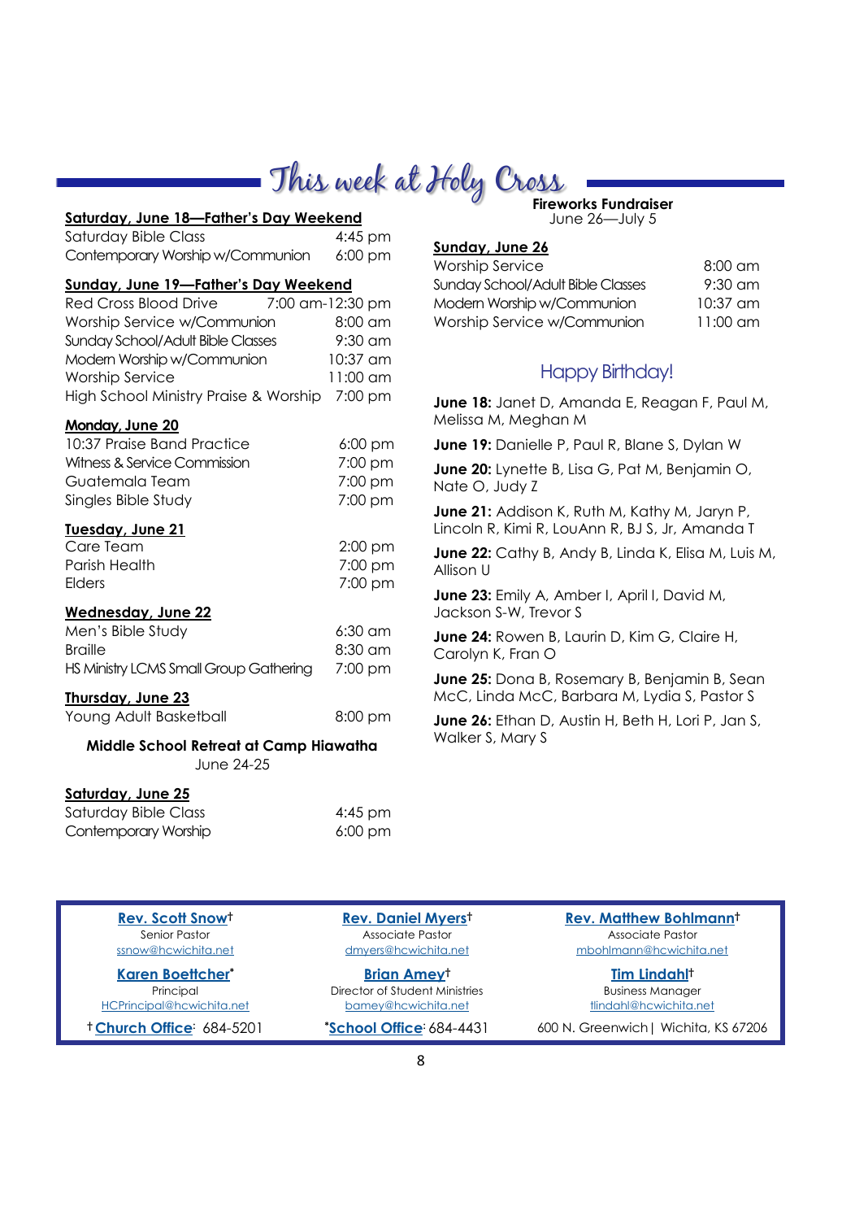# This week at Holy Cross

**Saturday, June 18—Father's Day Weekend**

| | |
|---|---|
| Saturday Bible Class | 4:45 pm |
| Contemporary Worship w/Communion | 6:00 pm |

**Sunday, June 19—Father's Day Weekend**

| | |
|---|---|
| Red Cross Blood Drive | 7:00 am-12:30 pm |
| Worship Service w/Communion | 8:00 am |
| Sunday School/Adult Bible Classes | 9:30 am |
| Modern Worship w/Communion | 10:37 am |
| Worship Service | 11:00 am |
| High School Ministry Praise & Worship | 7:00 pm |

**Monday, June 20**

| | |
|---|---|
| 10:37 Praise Band Practice | 6:00 pm |
| Witness & Service Commission | 7:00 pm |
| Guatemala Team | 7:00 pm |
| Singles Bible Study | 7:00 pm |

**Tuesday, June 21**

| | |
|---|---|
| Care Team | 2:00 pm |
| Parish Health | 7:00 pm |
| Elders | 7:00 pm |

**Wednesday, June 22**

| | |
|---|---|
| Men's Bible Study | 6:30 am |
| Braille | 8:30 am |
| HS Ministry LCMS Small Group Gathering | 7:00 pm |

**Thursday, June 23**

| | |
|---|---|
| Young Adult Basketball | 8:00 pm |

**Middle School Retreat at Camp Hiawatha**
June 24-25

**Saturday, June 25**

| | |
|---|---|
| Saturday Bible Class | 4:45 pm |
| Contemporary Worship | 6:00 pm |

**Fireworks Fundraiser**
June 26—July 5

**Sunday, June 26**

| | |
|---|---|
| Worship Service | 8:00 am |
| Sunday School/Adult Bible Classes | 9:30 am |
| Modern Worship w/Communion | 10:37 am |
| Worship Service w/Communion | 11:00 am |

## Happy Birthday!

**June 18:** Janet D, Amanda E, Reagan F, Paul M, Melissa M, Meghan M

**June 19:** Danielle P, Paul R, Blane S, Dylan W

**June 20:** Lynette B, Lisa G, Pat M, Benjamin O, Nate O, Judy Z

**June 21:** Addison K, Ruth M, Kathy M, Jaryn P, Lincoln R, Kimi R, LouAnn R, BJ S, Jr, Amanda T

**June 22:** Cathy B, Andy B, Linda K, Elisa M, Luis M, Allison U

**June 23:** Emily A, Amber I, April I, David M, Jackson S-W, Trevor S

**June 24:** Rowen B, Laurin D, Kim G, Claire H, Carolyn K, Fran O

**June 25:** Dona B, Rosemary B, Benjamin B, Sean McC, Linda McC, Barbara M, Lydia S, Pastor S

**June 26:** Ethan D, Austin H, Beth H, Lori P, Jan S, Walker S, Mary S

---

**Rev. Scott Snow**†
Senior Pastor
ssnow@hcwichita.net

**Rev. Daniel Myers**†
Associate Pastor
dmyers@hcwichita.net

**Rev. Matthew Bohlmann**†
Associate Pastor
mbohlmann@hcwichita.net

**Karen Boettcher***
Principal
HCPrincipal@hcwichita.net

**Brian Amey**†
Director of Student Ministries
bamey@hcwichita.net

**Tim Lindahl**†
Business Manager
tlindahl@hcwichita.net

† **Church Office**: 684-5201 | ***School Office**: 684-4431 | 600 N. Greenwich | Wichita, KS 67206